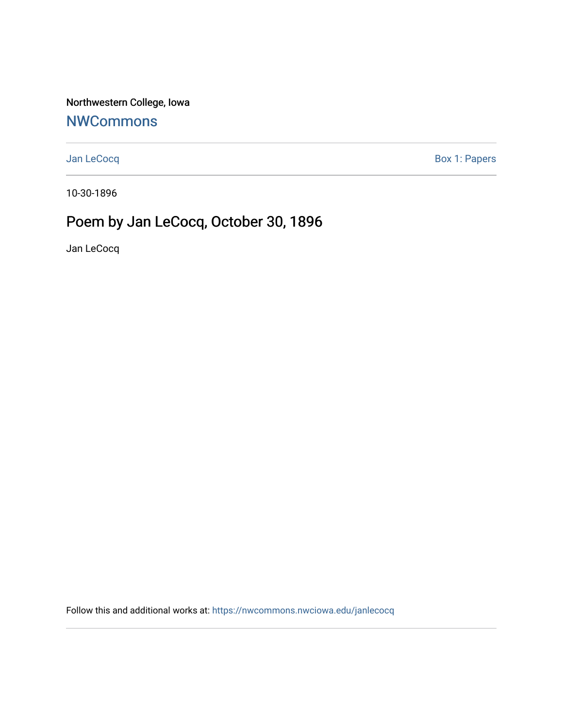Northwestern College, Iowa

## NWCommons

Jan LeCocq

Box 1: Papers

10-30-1896

# Poem by Jan LeCocq, October 30, 1896

Jan LeCocq

Follow this and additional works at: https://nwcommons.nwciowa.edu/janlecocq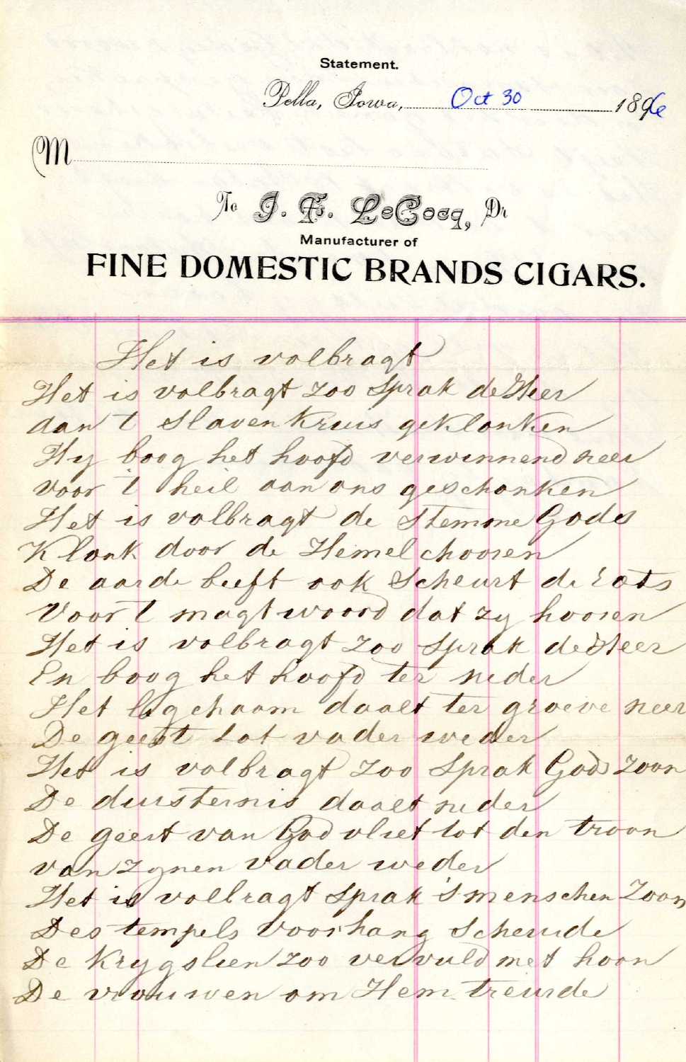Statement.

Pella, Iowa, Oct 30 1896

M

To J. F. LeCocq, Dr

Manufacturer of

# FINE DOMESTIC BRANDS CIGARS.

Het is volbragt
Het is volbragt zoo sprak de Heer
aan 't Slavenkruis geklonken
Hy boog het hoofd verwinnend neer
voor 't heil aan ons geschonken
Het is volbragt de Stemme Godes
Klonk door de Hemel chooren
De aarde beeft ook scheurt de rots
Voor 't magtwoord dat zy hooren
Het is volbragt zoo sprak de Heer
En boog het hoofd ter neder
Het ligchaam daalt ter groeve neer
De geest tot vader weder
Het is volbragt zoo sprak God zoon
De duisternis daalt neder
De geest van God vliet tot den troon
van Zynen Vader weder
Het is vollragt sprak 's menschen Zoon
Des tempels voorhang scheurde
De krygslien zoo vervuld met hoon
De vrouwen om Hem treurde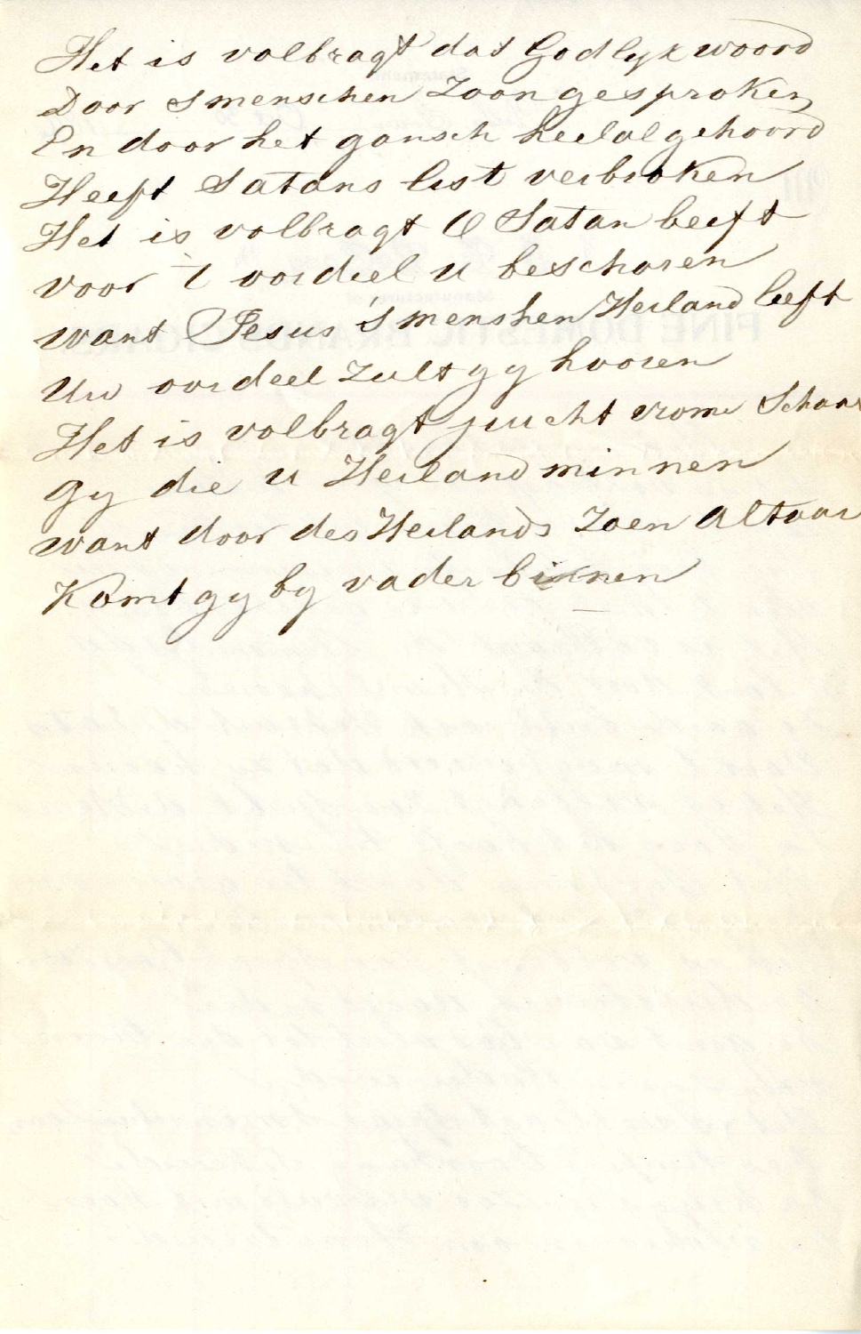Het is volbragt dat Godlyk woord
Door smenschen Zoon gesproken
En door het gansch heelal gehoord
Heeft Satans list verbroken
Het is volbragt O Satan heeft
voor 't oordeel u beschoren
want Jesus smenschen Heiland leeft
Uw oordeel zult gy hooren
Het is volbragt juicht vrome schaar
gy die u Heiland minnen
want door des Heilands Zoen altoos
Komt gy by vader binnen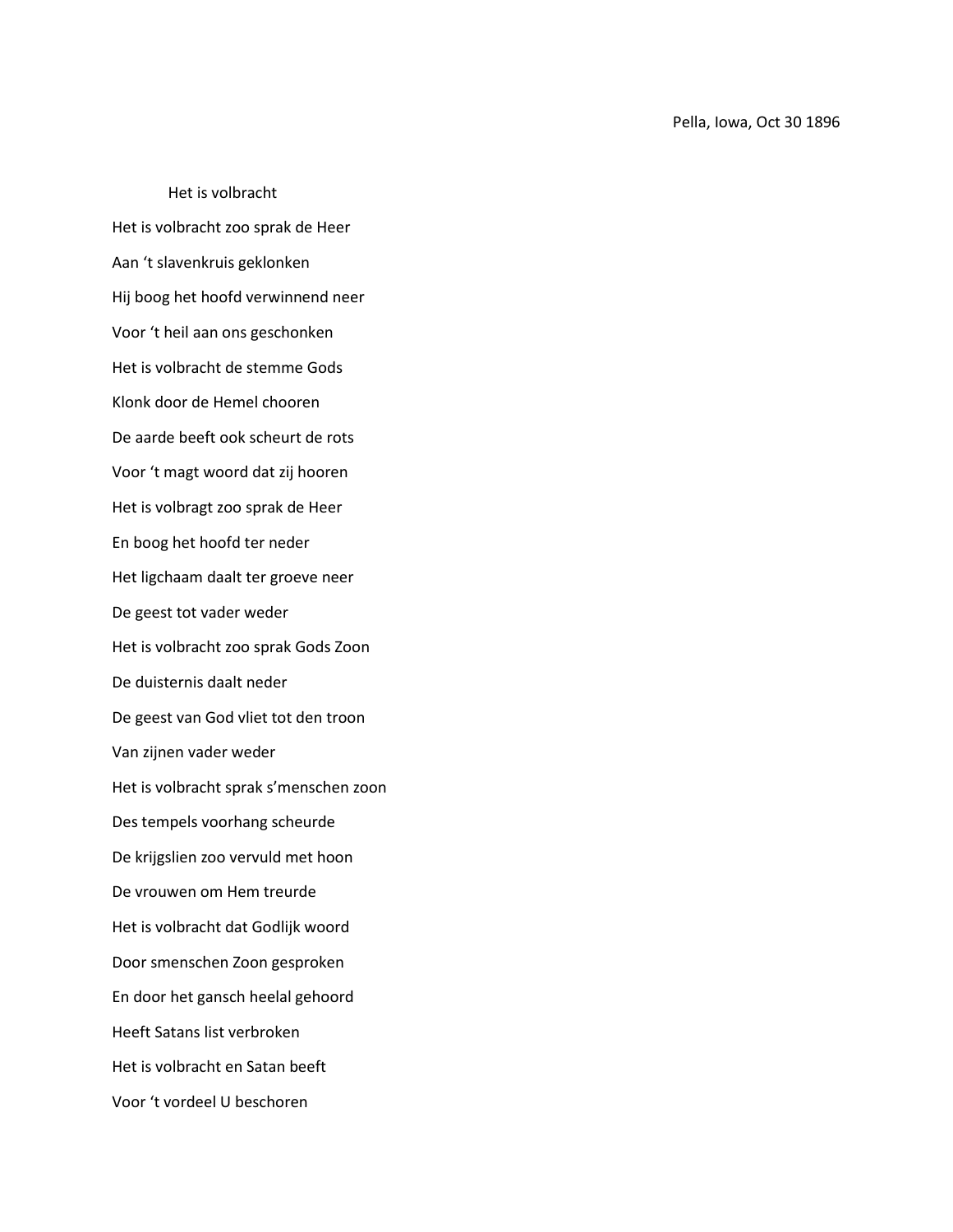Pella, Iowa, Oct 30 1896

Het is volbracht

Het is volbracht zoo sprak de Heer
Aan 't slavenkruis geklonken
Hij boog het hoofd verwinnend neer
Voor 't heil aan ons geschonken
Het is volbracht de stemme Gods
Klonk door de Hemel chooren
De aarde beeft ook scheurt de rots
Voor 't magt woord dat zij hooren
Het is volbragt zoo sprak de Heer
En boog het hoofd ter neder
Het ligchaam daalt ter groeve neer
De geest tot vader weder
Het is volbracht zoo sprak Gods Zoon
De duisternis daalt neder
De geest van God vliet tot den troon
Van zijnen vader weder
Het is volbracht sprak s'menschen zoon
Des tempels voorhang scheurde
De krijgslien zoo vervuld met hoon
De vrouwen om Hem treurde
Het is volbracht dat Godlijk woord
Door smenschen Zoon gesproken
En door het gansch heelal gehoord
Heeft Satans list verbroken
Het is volbracht en Satan beeft
Voor 't vordeel U beschoren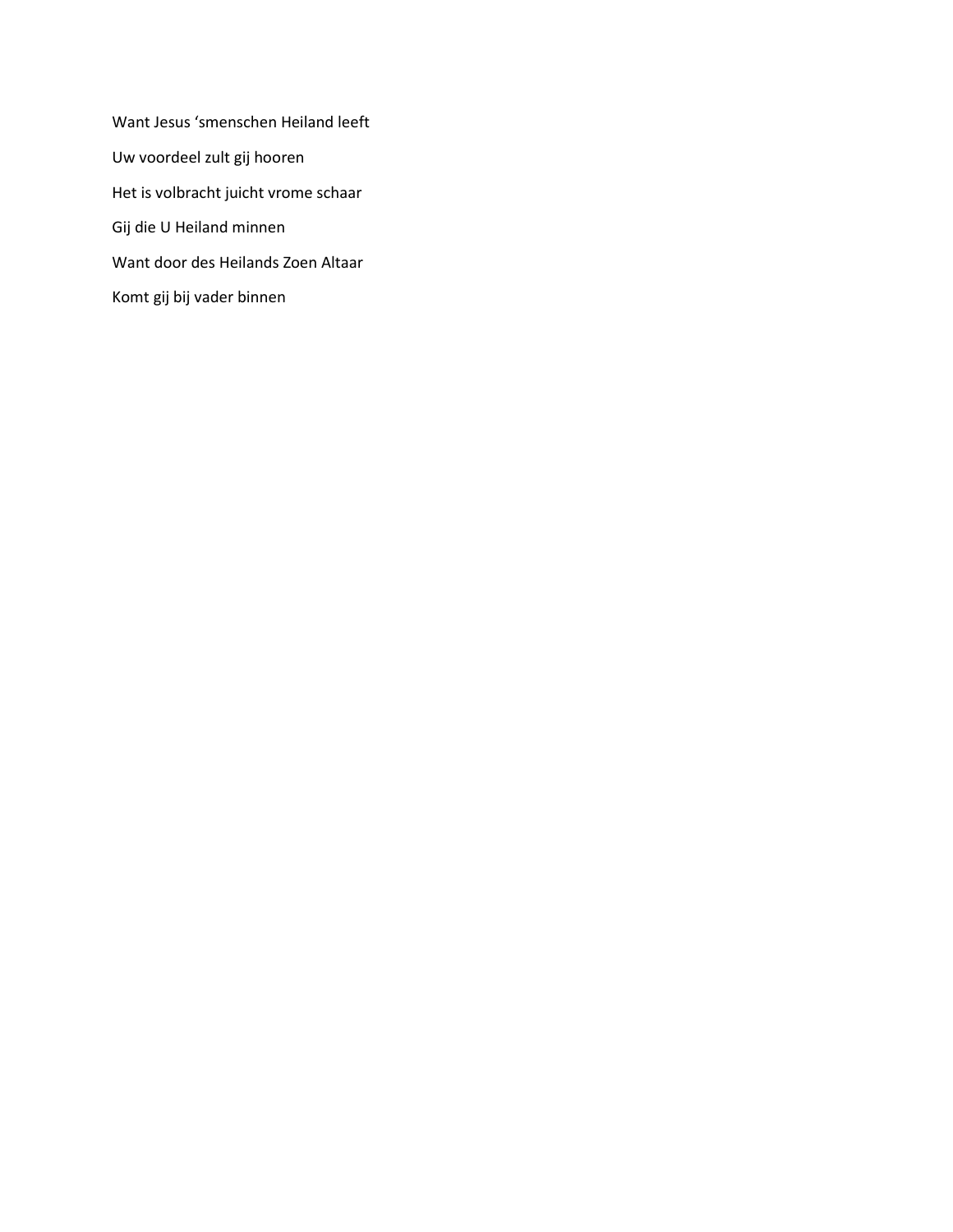Want Jesus ‘smenschen Heiland leeft

Uw voordeel zult gij hooren

Het is volbracht juicht vrome schaar

Gij die U Heiland minnen

Want door des Heilands Zoen Altaar

Komt gij bij vader binnen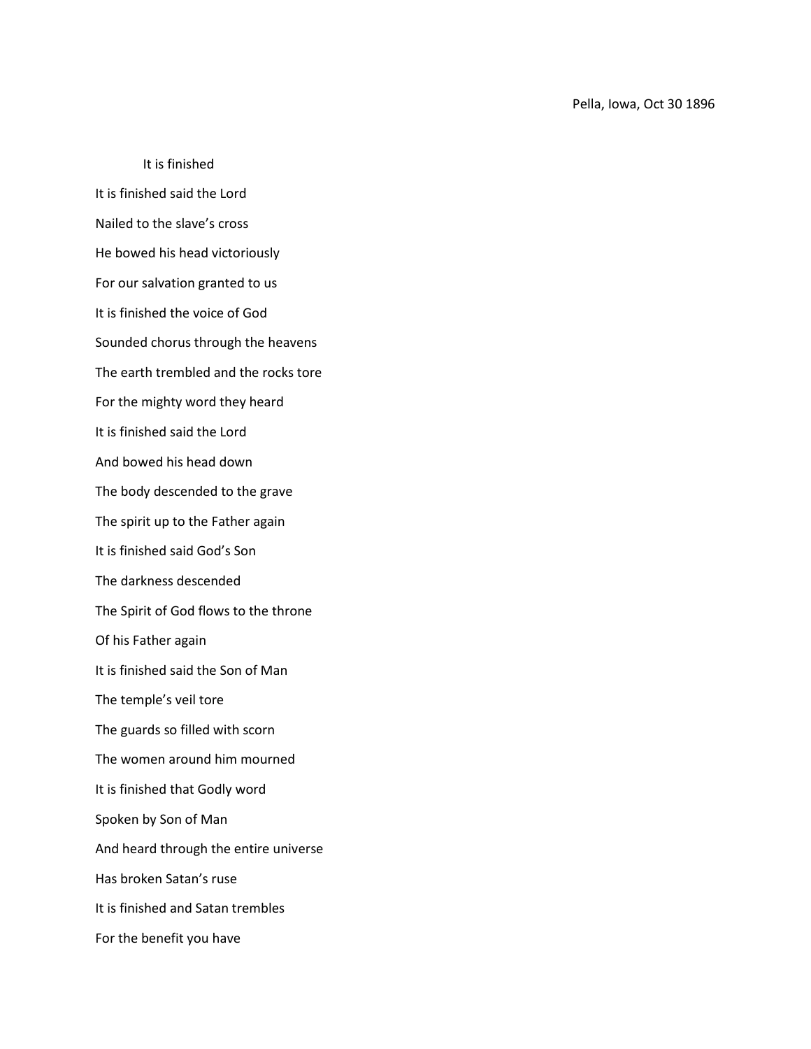Pella, Iowa, Oct 30 1896

It is finished

It is finished said the Lord

Nailed to the slave's cross

He bowed his head victoriously

For our salvation granted to us

It is finished the voice of God

Sounded chorus through the heavens

The earth trembled and the rocks tore

For the mighty word they heard

It is finished said the Lord

And bowed his head down

The body descended to the grave

The spirit up to the Father again

It is finished said God's Son

The darkness descended

The Spirit of God flows to the throne

Of his Father again

It is finished said the Son of Man

The temple's veil tore

The guards so filled with scorn

The women around him mourned

It is finished that Godly word

Spoken by Son of Man

And heard through the entire universe

Has broken Satan's ruse

It is finished and Satan trembles

For the benefit you have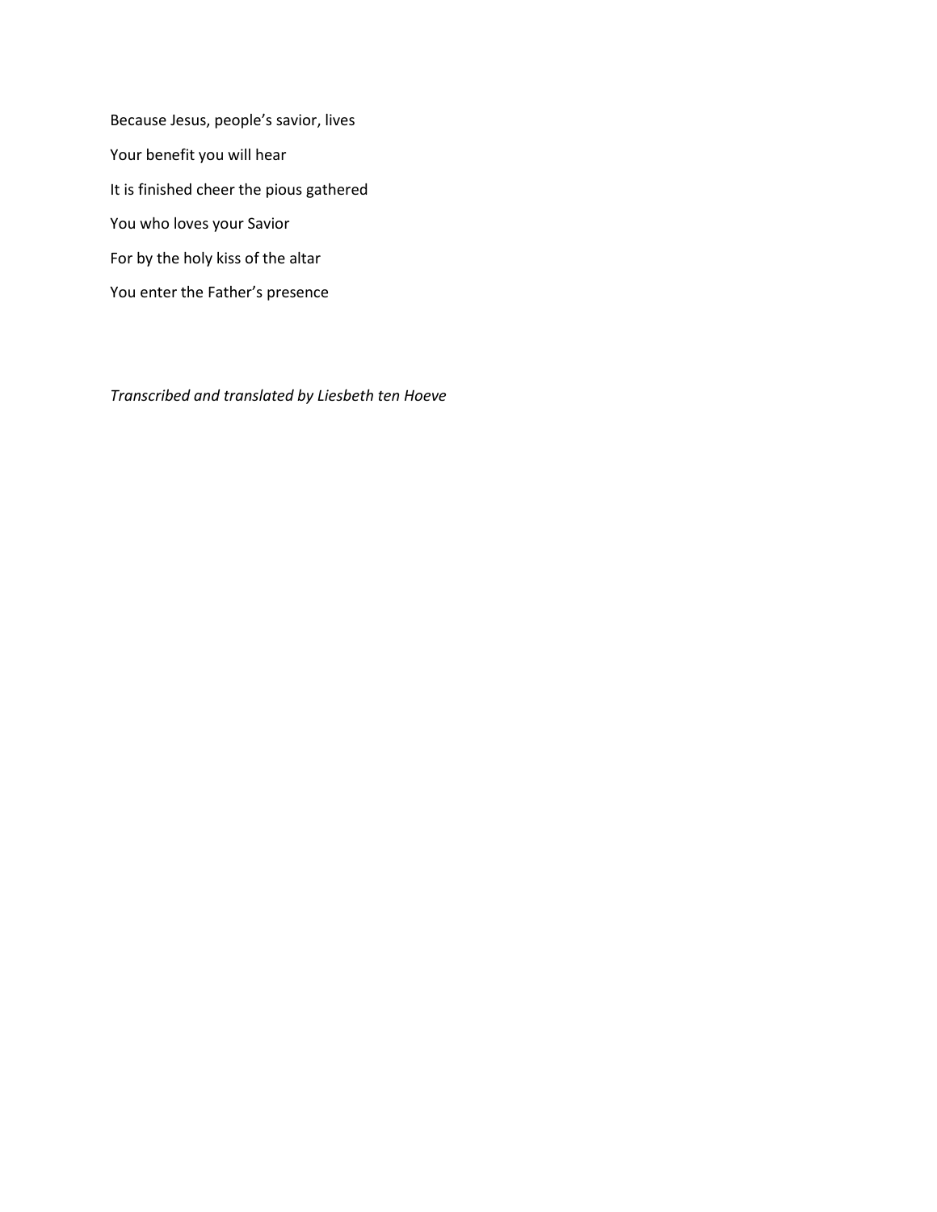Because Jesus, people's savior, lives

Your benefit you will hear

It is finished cheer the pious gathered

You who loves your Savior

For by the holy kiss of the altar

You enter the Father's presence

*Transcribed and translated by Liesbeth ten Hoeve*